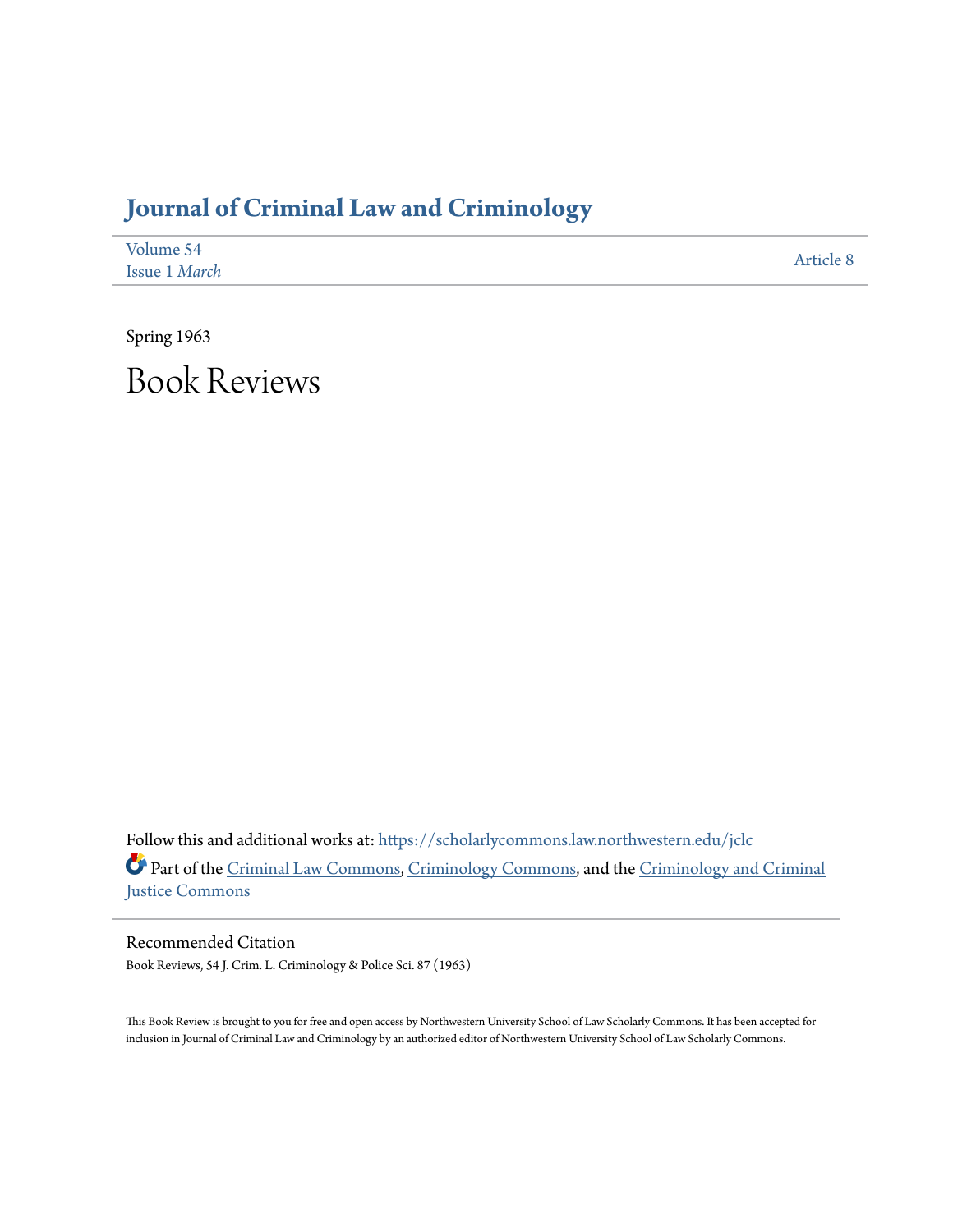# Journal of Criminal Law and Criminology

Volume 54
Issue 1 *March*

Article 8

Spring 1963

# Book Reviews

Follow this and additional works at: https://scholarlycommons.law.northwestern.edu/jclc

Part of the Criminal Law Commons, Criminology Commons, and the Criminology and Criminal Justice Commons

## Recommended Citation

Book Reviews, 54 J. Crim. L. Criminology & Police Sci. 87 (1963)

This Book Review is brought to you for free and open access by Northwestern University School of Law Scholarly Commons. It has been accepted for inclusion in Journal of Criminal Law and Criminology by an authorized editor of Northwestern University School of Law Scholarly Commons.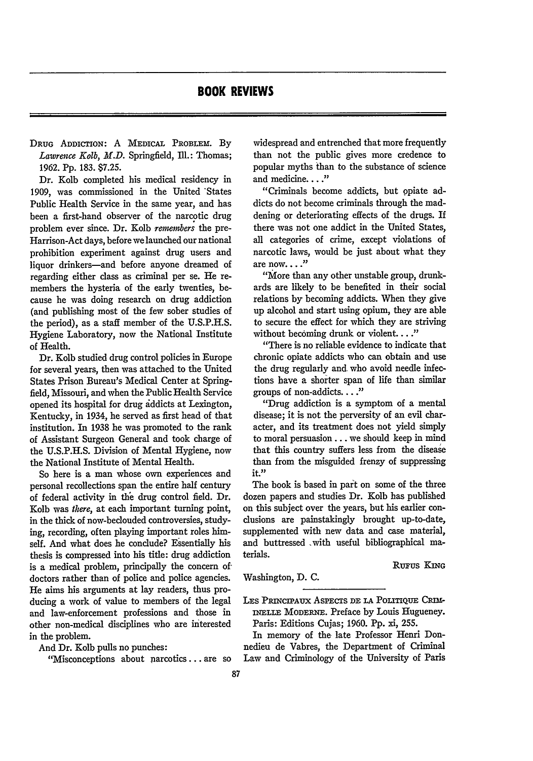# BOOK REVIEWS

DRUG ADDICTION: A MEDICAL PROBLEM. By *Lawrence Kolb, M.D.* Springfield, Ill.: Thomas; 1962. Pp. 183. $7.25.

Dr. Kolb completed his medical residency in 1909, was commissioned in the United States Public Health Service in the same year, and has been a first-hand observer of the narcotic drug problem ever since. Dr. Kolb *remembers* the pre-Harrison-Act days, before we launched our national prohibition experiment against drug users and liquor drinkers—and before anyone dreamed of regarding either class as criminal per se. He remembers the hysteria of the early twenties, because he was doing research on drug addiction (and publishing most of the few sober studies of the period), as a staff member of the U.S.P.H.S. Hygiene Laboratory, now the National Institute of Health.

Dr. Kolb studied drug control policies in Europe for several years, then was attached to the United States Prison Bureau's Medical Center at Springfield, Missouri, and when the Public Health Service opened its hospital for drug addicts at Lexington, Kentucky, in 1934, he served as first head of that institution. In 1938 he was promoted to the rank of Assistant Surgeon General and took charge of the U.S.P.H.S. Division of Mental Hygiene, now the National Institute of Mental Health.

So here is a man whose own experiences and personal recollections span the entire half century of federal activity in the drug control field. Dr. Kolb was *there*, at each important turning point, in the thick of now-beclouded controversies, studying, recording, often playing important roles himself. And what does he conclude? Essentially his thesis is compressed into his title: drug addiction is a medical problem, principally the concern of doctors rather than of police and police agencies. He aims his arguments at lay readers, thus producing a work of value to members of the legal and law-enforcement professions and those in other non-medical disciplines who are interested in the problem.

And Dr. Kolb pulls no punches:

"Misconceptions about narcotics . . . are so widespread and entrenched that more frequently than not the public gives more credence to popular myths than to the substance of science and medicine. . . ."

"Criminals become addicts, but opiate addicts do not become criminals through the maddening or deteriorating effects of the drugs. If there was not one addict in the United States, all categories of crime, except violations of narcotic laws, would be just about what they are now. . . ."

"More than any other unstable group, drunkards are likely to be benefited in their social relations by becoming addicts. When they give up alcohol and start using opium, they are able to secure the effect for which they are striving without becoming drunk or violent. . . ."

"There is no reliable evidence to indicate that chronic opiate addicts who can obtain and use the drug regularly and who avoid needle infections have a shorter span of life than similar groups of non-addicts. . . ."

"Drug addiction is a symptom of a mental disease; it is not the perversity of an evil character, and its treatment does not yield simply to moral persuasion . . . we should keep in mind that this country suffers less from the disease than from the misguided frenzy of suppressing it."

The book is based in part on some of the three dozen papers and studies Dr. Kolb has published on this subject over the years, but his earlier conclusions are painstakingly brought up-to-date, supplemented with new data and case material, and buttressed with useful bibliographical materials.

RUFUS KING

Washington, D. C.

---

LES PRINCIPAUX ASPECTS DE LA POLITIQUE CRIMINELLE MODERNE. Preface by Louis Hugueney. Paris: Editions Cujas; 1960. Pp. xi, 255.

In memory of the late Professor Henri Donnedieu de Vabres, the Department of Criminal Law and Criminology of the University of Paris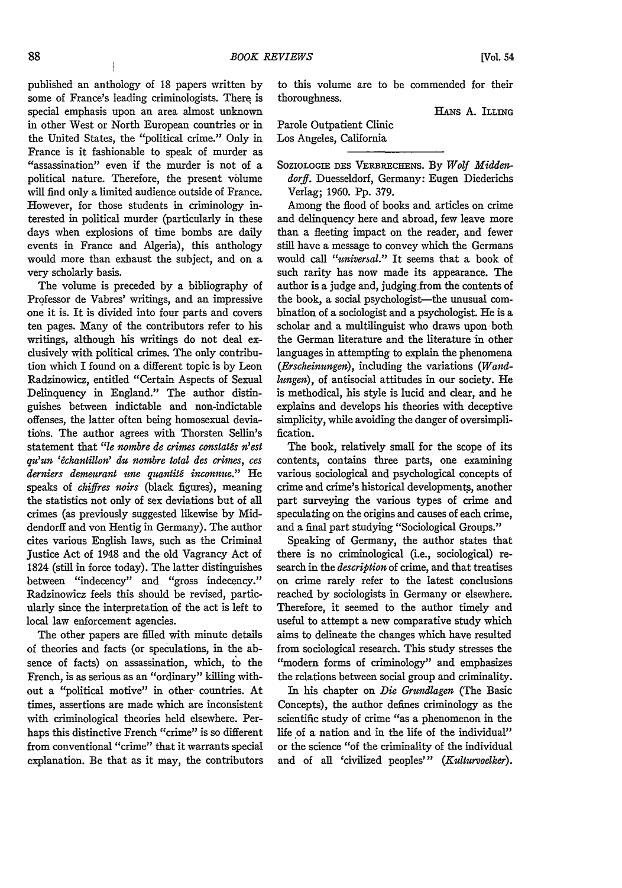published an anthology of 18 papers written by some of France's leading criminologists. There is special emphasis upon an area almost unknown in other West or North European countries or in the United States, the "political crime." Only in France is it fashionable to speak of murder as "assassination" even if the murder is not of a political nature. Therefore, the present volume will find only a limited audience outside of France. However, for those students in criminology interested in political murder (particularly in these days when explosions of time bombs are daily events in France and Algeria), this anthology would more than exhaust the subject, and on a very scholarly basis.

The volume is preceded by a bibliography of Professor de Vabres' writings, and an impressive one it is. It is divided into four parts and covers ten pages. Many of the contributors refer to his writings, although his writings do not deal exclusively with political crimes. The only contribution which I found on a different topic is by Leon Radzinowicz, entitled "Certain Aspects of Sexual Delinquency in England." The author distinguishes between indictable and non-indictable offenses, the latter often being homosexual deviations. The author agrees with Thorsten Sellin's statement that *"le nombre de crimes constatés n'est qu'un 'échantillon' du nombre total des crimes, ces derniers demeurant une quantité inconnue."* He speaks of *chiffres noirs* (black figures), meaning the statistics not only of sex deviations but of all crimes (as previously suggested likewise by Middendorff and von Hentig in Germany). The author cites various English laws, such as the Criminal Justice Act of 1948 and the old Vagrancy Act of 1824 (still in force today). The latter distinguishes between "indecency" and "gross indecency." Radzinowicz feels this should be revised, particularly since the interpretation of the act is left to local law enforcement agencies.

The other papers are filled with minute details of theories and facts (or speculations, in the absence of facts) on assassination, which, to the French, is as serious as an "ordinary" killing without a "political motive" in other countries. At times, assertions are made which are inconsistent with criminological theories held elsewhere. Perhaps this distinctive French "crime" is so different from conventional "crime" that it warrants special explanation. Be that as it may, the contributors to this volume are to be commended for their thoroughness.

HANS A. ILLING

Parole Outpatient Clinic
Los Angeles, California

---

SOZIOLOGIE DES VERBRECHENS. By *Wolf Middendorff.* Duesseldorf, Germany: Eugen Diederichs Verlag; 1960. Pp. 379.

Among the flood of books and articles on crime and delinquency here and abroad, few leave more than a fleeting impact on the reader, and fewer still have a message to convey which the Germans would call *"universal."* It seems that a book of such rarity has now made its appearance. The author is a judge and, judging from the contents of the book, a social psychologist—the unusual combination of a sociologist and a psychologist. He is a scholar and a multilinguist who draws upon both the German literature and the literature in other languages in attempting to explain the phenomena (*Erscheinungen*), including the variations (*Wandlungen*), of antisocial attitudes in our society. He is methodical, his style is lucid and clear, and he explains and develops his theories with deceptive simplicity, while avoiding the danger of oversimplification.

The book, relatively small for the scope of its contents, contains three parts, one examining various sociological and psychological concepts of crime and crime's historical developments, another part surveying the various types of crime and speculating on the origins and causes of each crime, and a final part studying "Sociological Groups."

Speaking of Germany, the author states that there is no criminological (i.e., sociological) research in the *description* of crime, and that treatises on crime rarely refer to the latest conclusions reached by sociologists in Germany or elsewhere. Therefore, it seemed to the author timely and useful to attempt a new comparative study which aims to delineate the changes which have resulted from sociological research. This study stresses the "modern forms of criminology" and emphasizes the relations between social group and criminality.

In his chapter on *Die Grundlagen* (The Basic Concepts), the author defines criminology as the scientific study of crime "as a phenomenon in the life of a nation and in the life of the individual" or the science "of the criminality of the individual and of all 'civilized peoples'" (*Kulturvoelker*).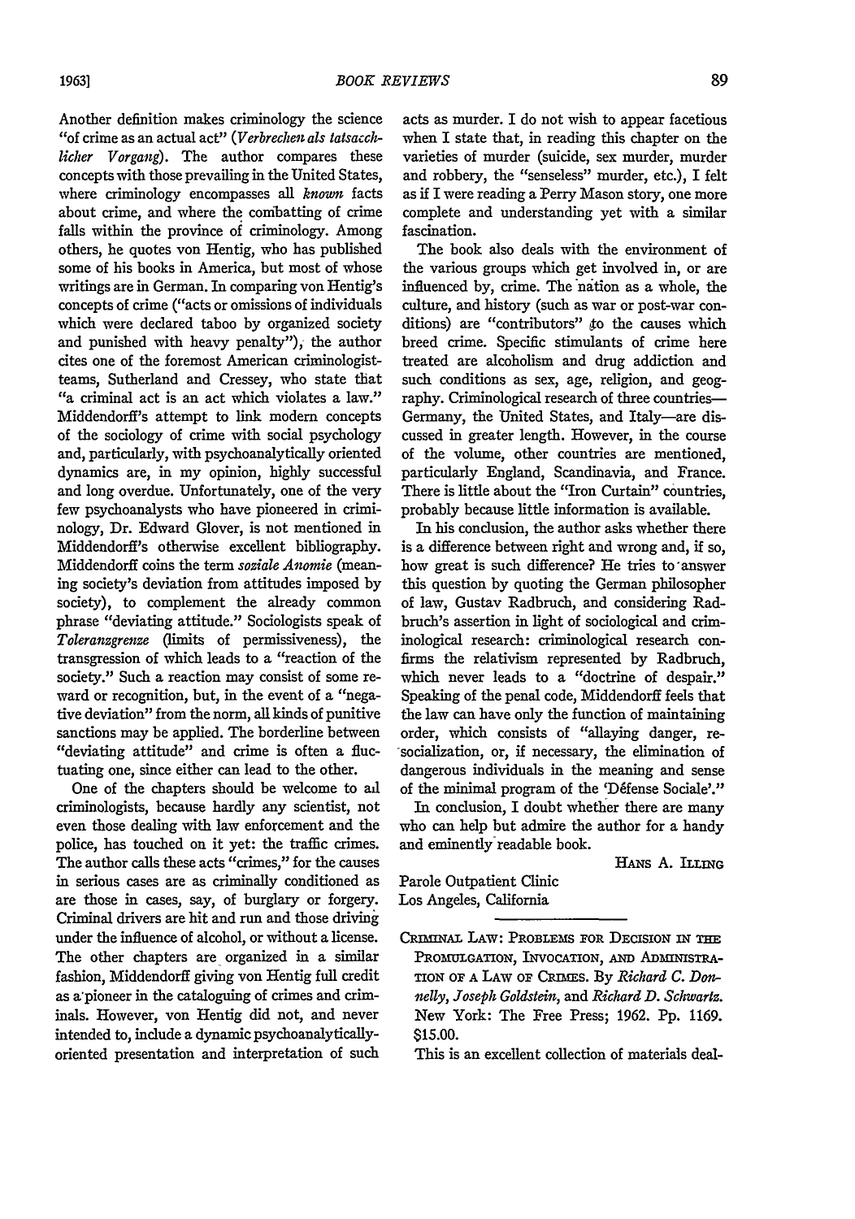Another definition makes criminology the science "of crime as an actual act" (*Verbrechen als tatsacchlicher Vorgang*). The author compares these concepts with those prevailing in the United States, where criminology encompasses all *known* facts about crime, and where the combatting of crime falls within the province of criminology. Among others, he quotes von Hentig, who has published some of his books in America, but most of whose writings are in German. In comparing von Hentig's concepts of crime ("acts or omissions of individuals which were declared taboo by organized society and punished with heavy penalty"), the author cites one of the foremost American criminologist-teams, Sutherland and Cressey, who state that "a criminal act is an act which violates a law." Middendorff's attempt to link modern concepts of the sociology of crime with social psychology and, particularly, with psychoanalytically oriented dynamics are, in my opinion, highly successful and long overdue. Unfortunately, one of the very few psychoanalysts who have pioneered in criminology, Dr. Edward Glover, is not mentioned in Middendorff's otherwise excellent bibliography. Middendorff coins the term *soziale Anomie* (meaning society's deviation from attitudes imposed by society), to complement the already common phrase "deviating attitude." Sociologists speak of *Toleranzgrenze* (limits of permissiveness), the transgression of which leads to a "reaction of the society." Such a reaction may consist of some reward or recognition, but, in the event of a "negative deviation" from the norm, all kinds of punitive sanctions may be applied. The borderline between "deviating attitude" and crime is often a fluctuating one, since either can lead to the other.

One of the chapters should be welcome to all criminologists, because hardly any scientist, not even those dealing with law enforcement and the police, has touched on it yet: the traffic crimes. The author calls these acts "crimes," for the causes in serious cases are as criminally conditioned as are those in cases, say, of burglary or forgery. Criminal drivers are hit and run and those driving under the influence of alcohol, or without a license. The other chapters are organized in a similar fashion, Middendorff giving von Hentig full credit as a pioneer in the cataloguing of crimes and criminals. However, von Hentig did not, and never intended to, include a dynamic psychoanalytically-oriented presentation and interpretation of such acts as murder. I do not wish to appear facetious when I state that, in reading this chapter on the varieties of murder (suicide, sex murder, murder and robbery, the "senseless" murder, etc.), I felt as if I were reading a Perry Mason story, one more complete and understanding yet with a similar fascination.

The book also deals with the environment of the various groups which get involved in, or are influenced by, crime. The nation as a whole, the culture, and history (such as war or post-war conditions) are "contributors" to the causes which breed crime. Specific stimulants of crime here treated are alcoholism and drug addiction and such conditions as sex, age, religion, and geography. Criminological research of three countries—Germany, the United States, and Italy—are discussed in greater length. However, in the course of the volume, other countries are mentioned, particularly England, Scandinavia, and France. There is little about the "Iron Curtain" countries, probably because little information is available.

In his conclusion, the author asks whether there is a difference between right and wrong and, if so, how great is such difference? He tries to answer this question by quoting the German philosopher of law, Gustav Radbruch, and considering Radbruch's assertion in light of sociological and criminological research: criminological research confirms the relativism represented by Radbruch, which never leads to a "doctrine of despair." Speaking of the penal code, Middendorff feels that the law can have only the function of maintaining order, which consists of "allaying danger, re-socialization, or, if necessary, the elimination of dangerous individuals in the meaning and sense of the minimal program of the 'Défense Sociale'."

In conclusion, I doubt whether there are many who can help but admire the author for a handy and eminently readable book.

HANS A. ILLING

Parole Outpatient Clinic
Los Angeles, California

---

CRIMINAL LAW: PROBLEMS FOR DECISION IN THE PROMULGATION, INVOCATION, AND ADMINISTRATION OF A LAW OF CRIMES. By *Richard C. Donnelly, Joseph Goldstein,* and *Richard D. Schwartz.* New York: The Free Press; 1962. Pp. 1169. $15.00.

This is an excellent collection of materials deal-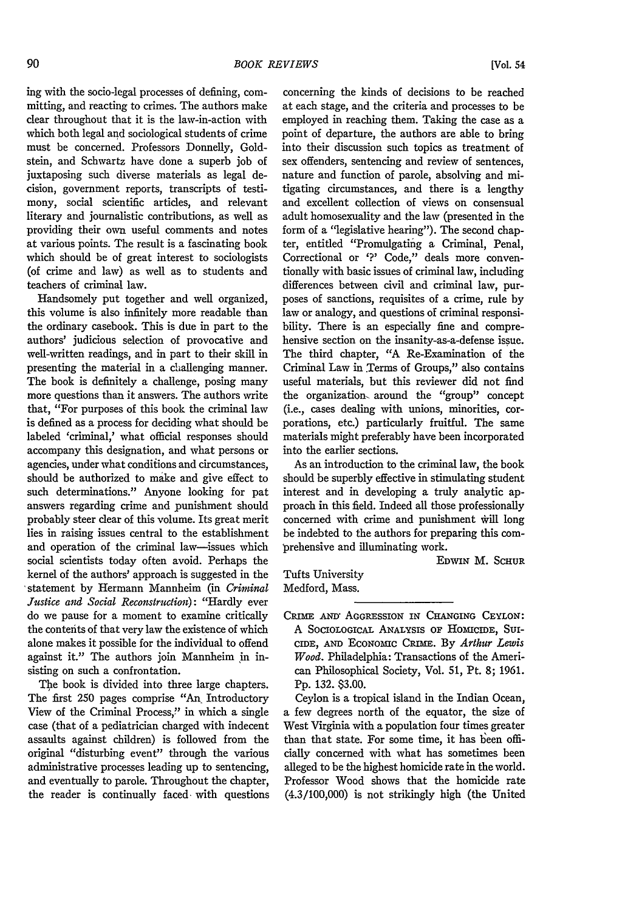ing with the socio-legal processes of defining, committing, and reacting to crimes. The authors make clear throughout that it is the law-in-action with which both legal and sociological students of crime must be concerned. Professors Donnelly, Goldstein, and Schwartz have done a superb job of juxtaposing such diverse materials as legal decision, government reports, transcripts of testimony, social scientific articles, and relevant literary and journalistic contributions, as well as providing their own useful comments and notes at various points. The result is a fascinating book which should be of great interest to sociologists (of crime and law) as well as to students and teachers of criminal law.

Handsomely put together and well organized, this volume is also infinitely more readable than the ordinary casebook. This is due in part to the authors' judicious selection of provocative and well-written readings, and in part to their skill in presenting the material in a challenging manner. The book is definitely a challenge, posing many more questions than it answers. The authors write that, "For purposes of this book the criminal law is defined as a process for deciding what should be labeled 'criminal,' what official responses should accompany this designation, and what persons or agencies, under what conditions and circumstances, should be authorized to make and give effect to such determinations." Anyone looking for pat answers regarding crime and punishment should probably steer clear of this volume. Its great merit lies in raising issues central to the establishment and operation of the criminal law—issues which social scientists today often avoid. Perhaps the kernel of the authors' approach is suggested in the statement by Hermann Mannheim (in *Criminal Justice and Social Reconstruction*): "Hardly ever do we pause for a moment to examine critically the contents of that very law the existence of which alone makes it possible for the individual to offend against it." The authors join Mannheim in insisting on such a confrontation.

The book is divided into three large chapters. The first 250 pages comprise "An Introductory View of the Criminal Process," in which a single case (that of a pediatrician charged with indecent assaults against children) is followed from the original "disturbing event" through the various administrative processes leading up to sentencing, and eventually to parole. Throughout the chapter, the reader is continually faced with questions concerning the kinds of decisions to be reached at each stage, and the criteria and processes to be employed in reaching them. Taking the case as a point of departure, the authors are able to bring into their discussion such topics as treatment of sex offenders, sentencing and review of sentences, nature and function of parole, absolving and mitigating circumstances, and there is a lengthy and excellent collection of views on consensual adult homosexuality and the law (presented in the form of a "legislative hearing"). The second chapter, entitled "Promulgating a Criminal, Penal, Correctional or '?' Code," deals more conventionally with basic issues of criminal law, including differences between civil and criminal law, purposes of sanctions, requisites of a crime, rule by law or analogy, and questions of criminal responsibility. There is an especially fine and comprehensive section on the insanity-as-a-defense issue. The third chapter, "A Re-Examination of the Criminal Law in Terms of Groups," also contains useful materials, but this reviewer did not find the organization around the "group" concept (i.e., cases dealing with unions, minorities, corporations, etc.) particularly fruitful. The same materials might preferably have been incorporated into the earlier sections.

As an introduction to the criminal law, the book should be superbly effective in stimulating student interest and in developing a truly analytic approach in this field. Indeed all those professionally concerned with crime and punishment will long be indebted to the authors for preparing this comprehensive and illuminating work.

EDWIN M. SCHUR

Tufts University
Medford, Mass.

---

CRIME AND AGGRESSION IN CHANGING CEYLON: A SOCIOLOGICAL ANALYSIS OF HOMICIDE, SUICIDE, AND ECONOMIC CRIME. By *Arthur Lewis Wood*. Philadelphia: Transactions of the American Philosophical Society, Vol. 51, Pt. 8; 1961. Pp. 132. $3.00.

Ceylon is a tropical island in the Indian Ocean, a few degrees north of the equator, the size of West Virginia with a population four times greater than that state. For some time, it has been officially concerned with what has sometimes been alleged to be the highest homicide rate in the world. Professor Wood shows that the homicide rate (4.3/100,000) is not strikingly high (the United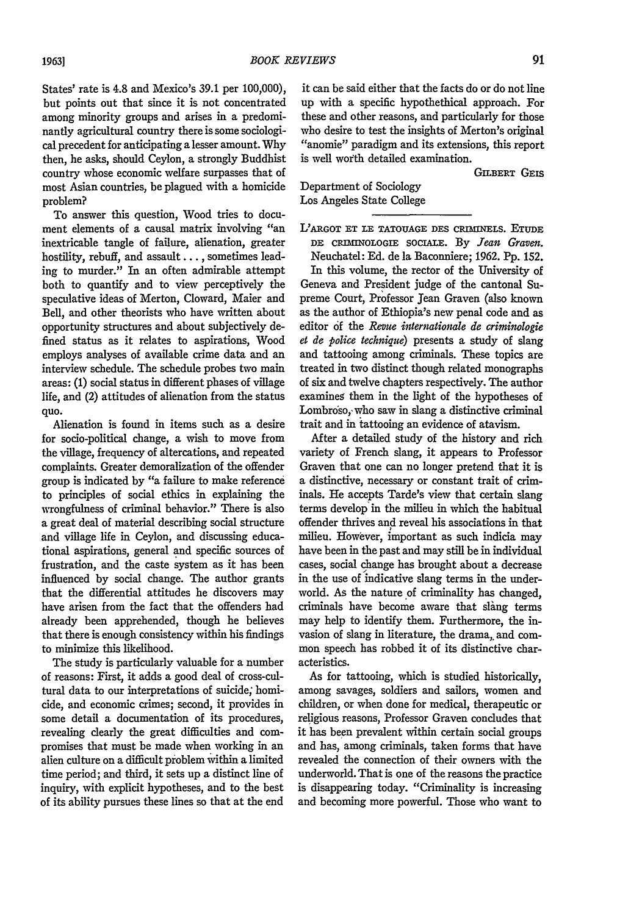States' rate is 4.8 and Mexico's 39.1 per 100,000), but points out that since it is not concentrated among minority groups and arises in a predominantly agricultural country there is some sociological precedent for anticipating a lesser amount. Why then, he asks, should Ceylon, a strongly Buddhist country whose economic welfare surpasses that of most Asian countries, be plagued with a homicide problem?

To answer this question, Wood tries to document elements of a causal matrix involving "an inextricable tangle of failure, alienation, greater hostility, rebuff, and assault . . . , sometimes leading to murder." In an often admirable attempt both to quantify and to view perceptively the speculative ideas of Merton, Cloward, Maier and Bell, and other theorists who have written about opportunity structures and about subjectively defined status as it relates to aspirations, Wood employs analyses of available crime data and an interview schedule. The schedule probes two main areas: (1) social status in different phases of village life, and (2) attitudes of alienation from the status quo.

Alienation is found in items such as a desire for socio-political change, a wish to move from the village, frequency of altercations, and repeated complaints. Greater demoralization of the offender group is indicated by "a failure to make reference to principles of social ethics in explaining the wrongfulness of criminal behavior." There is also a great deal of material describing social structure and village life in Ceylon, and discussing educational aspirations, general and specific sources of frustration, and the caste system as it has been influenced by social change. The author grants that the differential attitudes he discovers may have arisen from the fact that the offenders had already been apprehended, though he believes that there is enough consistency within his findings to minimize this likelihood.

The study is particularly valuable for a number of reasons: First, it adds a good deal of cross-cultural data to our interpretations of suicide, homicide, and economic crimes; second, it provides in some detail a documentation of its procedures, revealing clearly the great difficulties and compromises that must be made when working in an alien culture on a difficult problem within a limited time period; and third, it sets up a distinct line of inquiry, with explicit hypotheses, and to the best of its ability pursues these lines so that at the end it can be said either that the facts do or do not line up with a specific hypothethical approach. For these and other reasons, and particularly for those who desire to test the insights of Merton's original "anomie" paradigm and its extensions, this report is well worth detailed examination.

GILBERT GEIS

Department of Sociology
Los Angeles State College

---

L'ARGOT ET LE TATOUAGE DES CRIMINELS. ETUDE DE CRIMINOLOGIE SOCIALE. By *Jean Graven.* Neuchatel: Ed. de la Baconniere; 1962. Pp. 152.

In this volume, the rector of the University of Geneva and President judge of the cantonal Supreme Court, Professor Jean Graven (also known as the author of Ethiopia's new penal code and as editor of the *Revue internationale de criminologie et de police technique*) presents a study of slang and tattooing among criminals. These topics are treated in two distinct though related monographs of six and twelve chapters respectively. The author examines them in the light of the hypotheses of Lombroso, who saw in slang a distinctive criminal trait and in tattooing an evidence of atavism.

After a detailed study of the history and rich variety of French slang, it appears to Professor Graven that one can no longer pretend that it is a distinctive, necessary or constant trait of criminals. He accepts Tarde's view that certain slang terms develop in the milieu in which the habitual offender thrives and reveal his associations in that milieu. However, important as such indicia may have been in the past and may still be in individual cases, social change has brought about a decrease in the use of indicative slang terms in the underworld. As the nature of criminality has changed, criminals have become aware that slang terms may help to identify them. Furthermore, the invasion of slang in literature, the drama, and common speech has robbed it of its distinctive characteristics.

As for tattooing, which is studied historically, among savages, soldiers and sailors, women and children, or when done for medical, therapeutic or religious reasons, Professor Graven concludes that it has been prevalent within certain social groups and has, among criminals, taken forms that have revealed the connection of their owners with the underworld. That is one of the reasons the practice is disappearing today. "Criminality is increasing and becoming more powerful. Those who want to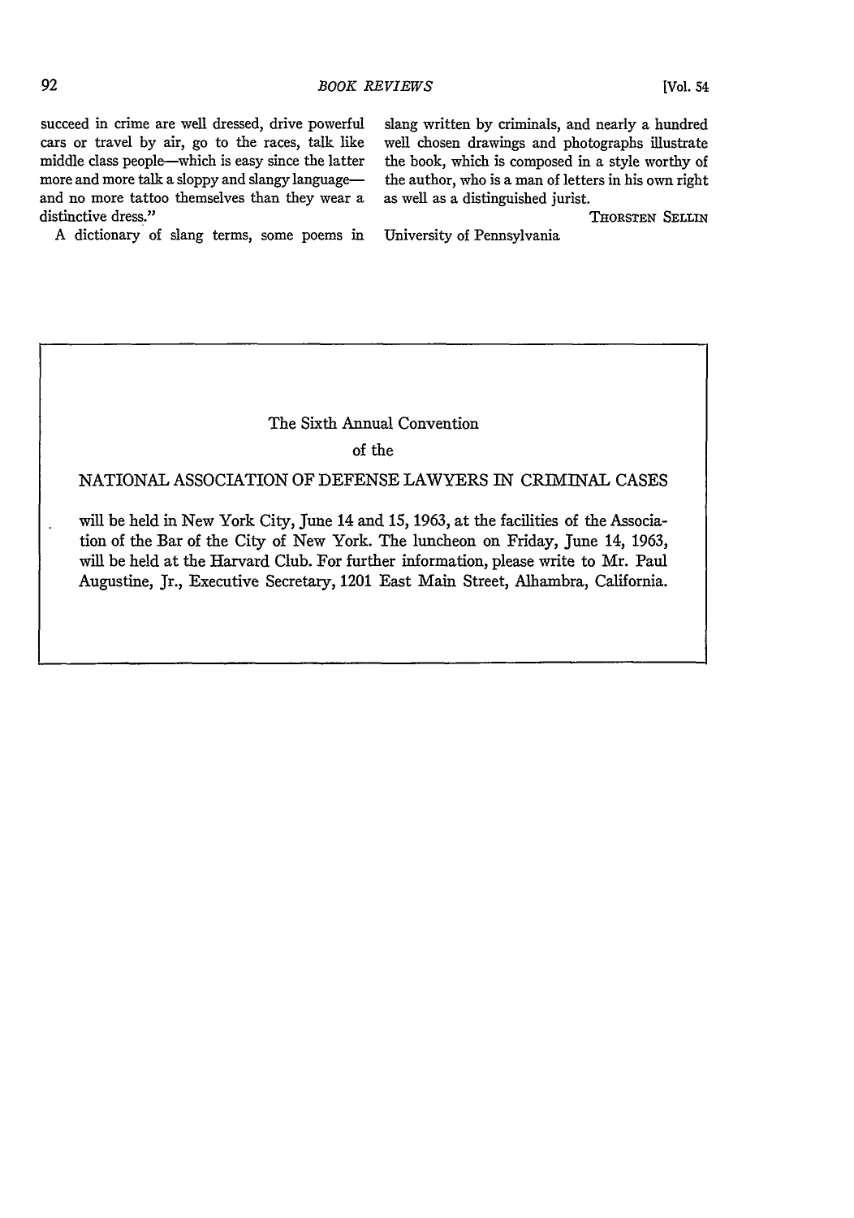succeed in crime are well dressed, drive powerful cars or travel by air, go to the races, talk like middle class people—which is easy since the latter more and more talk a sloppy and slangy language—and no more tattoo themselves than they wear a distinctive dress."

A dictionary of slang terms, some poems in slang written by criminals, and nearly a hundred well chosen drawings and photographs illustrate the book, which is composed in a style worthy of the author, who is a man of letters in his own right as well as a distinguished jurist.

THORSTEN SELLIN

University of Pennsylvania

---

The Sixth Annual Convention

of the

NATIONAL ASSOCIATION OF DEFENSE LAWYERS IN CRIMINAL CASES

will be held in New York City, June 14 and 15, 1963, at the facilities of the Association of the Bar of the City of New York. The luncheon on Friday, June 14, 1963, will be held at the Harvard Club. For further information, please write to Mr. Paul Augustine, Jr., Executive Secretary, 1201 East Main Street, Alhambra, California.